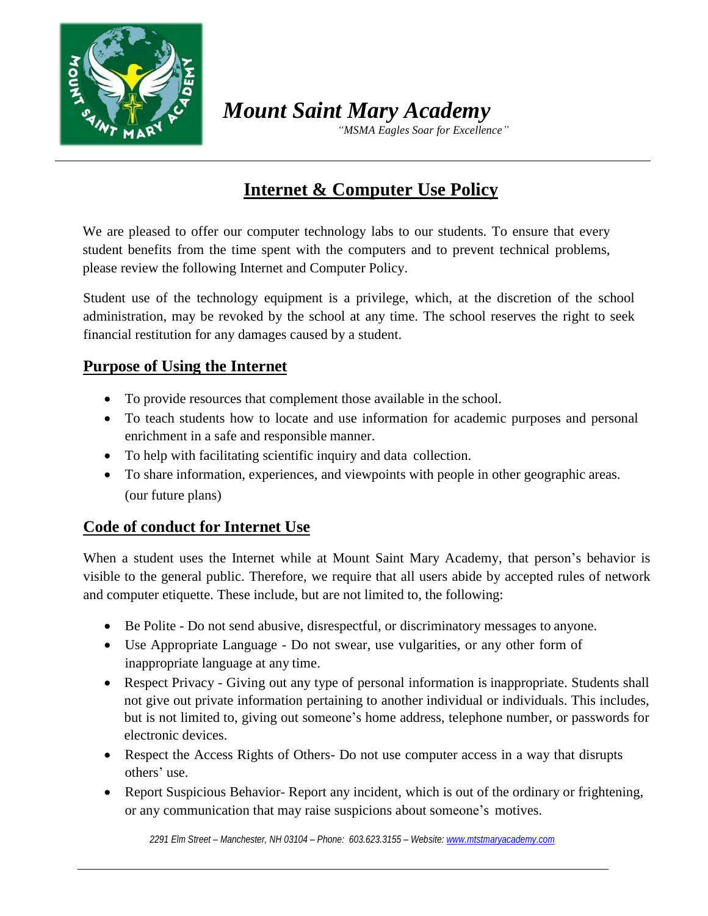# Mount Saint Mary Academy

*"MSMA Eagles Soar for Excellence"*

## Internet & Computer Use Policy

We are pleased to offer our computer technology labs to our students. To ensure that every student benefits from the time spent with the computers and to prevent technical problems, please review the following Internet and Computer Policy.

Student use of the technology equipment is a privilege, which, at the discretion of the school administration, may be revoked by the school at any time. The school reserves the right to seek financial restitution for any damages caused by a student.

### Purpose of Using the Internet

- To provide resources that complement those available in the school.
- To teach students how to locate and use information for academic purposes and personal enrichment in a safe and responsible manner.
- To help with facilitating scientific inquiry and data collection.
- To share information, experiences, and viewpoints with people in other geographic areas. (our future plans)

### Code of conduct for Internet Use

When a student uses the Internet while at Mount Saint Mary Academy, that person's behavior is visible to the general public. Therefore, we require that all users abide by accepted rules of network and computer etiquette. These include, but are not limited to, the following:

- Be Polite - Do not send abusive, disrespectful, or discriminatory messages to anyone.
- Use Appropriate Language - Do not swear, use vulgarities, or any other form of inappropriate language at any time.
- Respect Privacy - Giving out any type of personal information is inappropriate. Students shall not give out private information pertaining to another individual or individuals. This includes, but is not limited to, giving out someone's home address, telephone number, or passwords for electronic devices.
- Respect the Access Rights of Others- Do not use computer access in a way that disrupts others' use.
- Report Suspicious Behavior- Report any incident, which is out of the ordinary or frightening, or any communication that may raise suspicions about someone's motives.

*2291 Elm Street – Manchester, NH 03104 – Phone: 603.623.3155 – Website: www.mtstmaryacademy.com*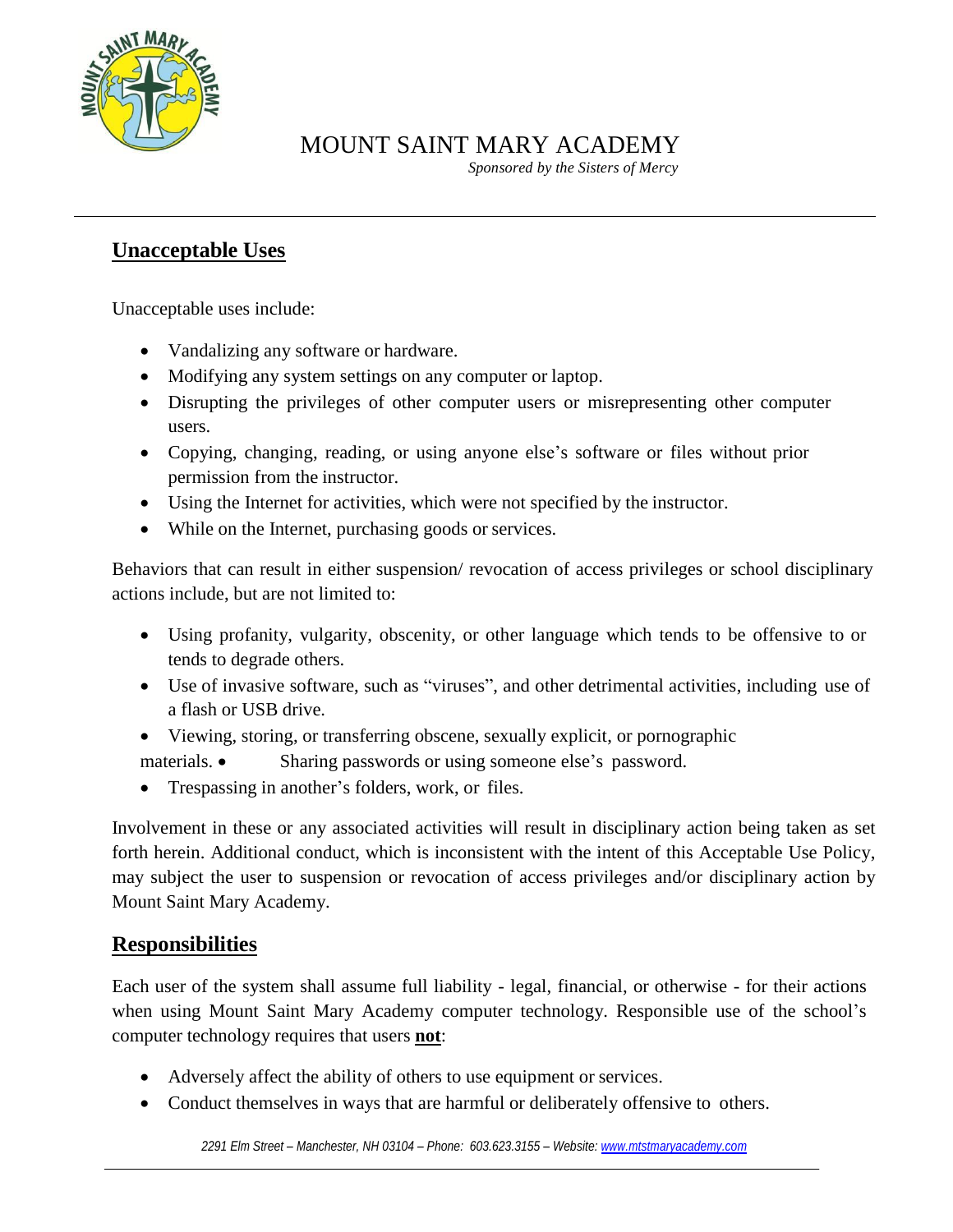# MOUNT SAINT MARY ACADEMY

*Sponsored by the Sisters of Mercy*

## Unacceptable Uses

Unacceptable uses include:

- Vandalizing any software or hardware.
- Modifying any system settings on any computer or laptop.
- Disrupting the privileges of other computer users or misrepresenting other computer users.
- Copying, changing, reading, or using anyone else's software or files without prior permission from the instructor.
- Using the Internet for activities, which were not specified by the instructor.
- While on the Internet, purchasing goods or services.

Behaviors that can result in either suspension/ revocation of access privileges or school disciplinary actions include, but are not limited to:

- Using profanity, vulgarity, obscenity, or other language which tends to be offensive to or tends to degrade others.
- Use of invasive software, such as "viruses", and other detrimental activities, including use of a flash or USB drive.
- Viewing, storing, or transferring obscene, sexually explicit, or pornographic materials.
- Sharing passwords or using someone else's password.
- Trespassing in another's folders, work, or files.

Involvement in these or any associated activities will result in disciplinary action being taken as set forth herein. Additional conduct, which is inconsistent with the intent of this Acceptable Use Policy, may subject the user to suspension or revocation of access privileges and/or disciplinary action by Mount Saint Mary Academy.

## Responsibilities

Each user of the system shall assume full liability - legal, financial, or otherwise - for their actions when using Mount Saint Mary Academy computer technology. Responsible use of the school's computer technology requires that users **not**:

- Adversely affect the ability of others to use equipment or services.
- Conduct themselves in ways that are harmful or deliberately offensive to others.